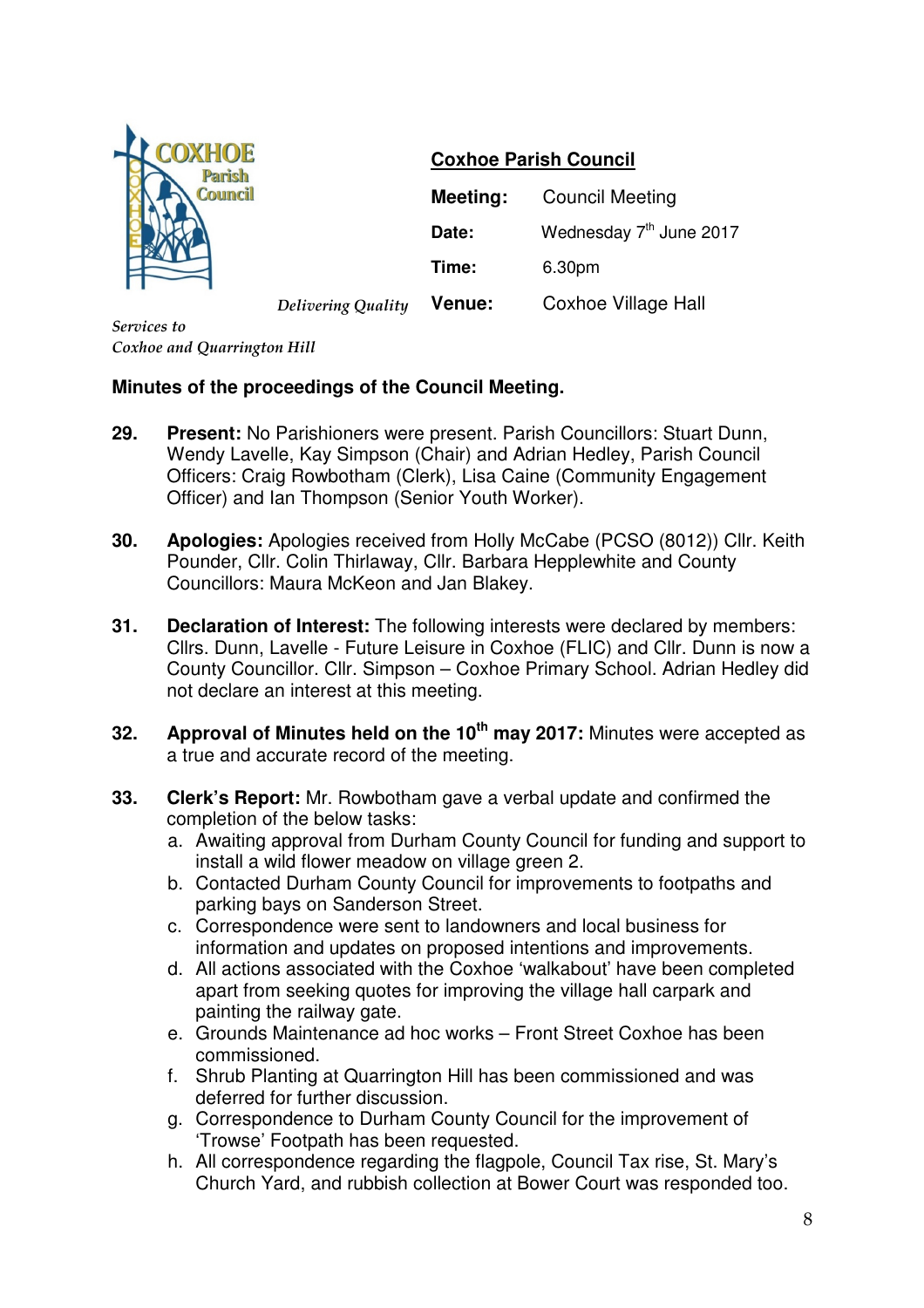**Coxhoe Parish Council**

| | |
|---|---|
| **Meeting:** | Council Meeting |
| **Date:** | Wednesday 7th June 2017 |
| **Time:** | 6.30pm |
| **Venue:** | Coxhoe Village Hall |

*Delivering Quality Services to Coxhoe and Quarrington Hill*

**Minutes of the proceedings of the Council Meeting.**

**29.** **Present:** No Parishioners were present. Parish Councillors: Stuart Dunn, Wendy Lavelle, Kay Simpson (Chair) and Adrian Hedley, Parish Council Officers: Craig Rowbotham (Clerk), Lisa Caine (Community Engagement Officer) and Ian Thompson (Senior Youth Worker).

**30.** **Apologies:** Apologies received from Holly McCabe (PCSO (8012)) Cllr. Keith Pounder, Cllr. Colin Thirlaway, Cllr. Barbara Hepplewhite and County Councillors: Maura McKeon and Jan Blakey.

**31.** **Declaration of Interest:** The following interests were declared by members: Cllrs. Dunn, Lavelle - Future Leisure in Coxhoe (FLIC) and Cllr. Dunn is now a County Councillor. Cllr. Simpson – Coxhoe Primary School. Adrian Hedley did not declare an interest at this meeting.

**32.** **Approval of Minutes held on the 10th may 2017:** Minutes were accepted as a true and accurate record of the meeting.

**33.** **Clerk's Report:** Mr. Rowbotham gave a verbal update and confirmed the completion of the below tasks:

a. Awaiting approval from Durham County Council for funding and support to install a wild flower meadow on village green 2.
b. Contacted Durham County Council for improvements to footpaths and parking bays on Sanderson Street.
c. Correspondence were sent to landowners and local business for information and updates on proposed intentions and improvements.
d. All actions associated with the Coxhoe 'walkabout' have been completed apart from seeking quotes for improving the village hall carpark and painting the railway gate.
e. Grounds Maintenance ad hoc works – Front Street Coxhoe has been commissioned.
f. Shrub Planting at Quarrington Hill has been commissioned and was deferred for further discussion.
g. Correspondence to Durham County Council for the improvement of 'Trowse' Footpath has been requested.
h. All correspondence regarding the flagpole, Council Tax rise, St. Mary's Church Yard, and rubbish collection at Bower Court was responded too.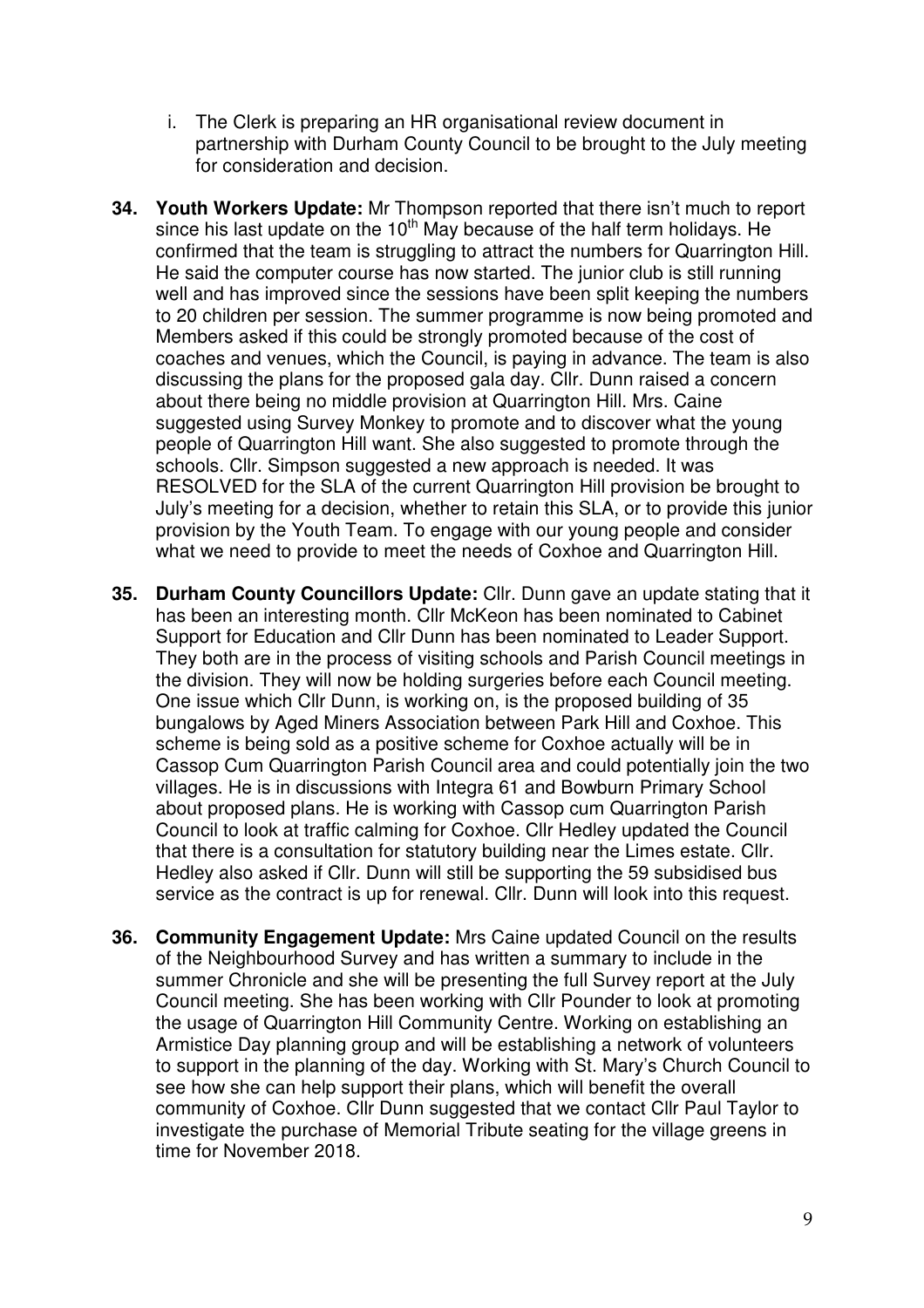i. The Clerk is preparing an HR organisational review document in partnership with Durham County Council to be brought to the July meeting for consideration and decision.

**34. Youth Workers Update:** Mr Thompson reported that there isn't much to report since his last update on the 10th May because of the half term holidays. He confirmed that the team is struggling to attract the numbers for Quarrington Hill. He said the computer course has now started. The junior club is still running well and has improved since the sessions have been split keeping the numbers to 20 children per session. The summer programme is now being promoted and Members asked if this could be strongly promoted because of the cost of coaches and venues, which the Council, is paying in advance. The team is also discussing the plans for the proposed gala day. Cllr. Dunn raised a concern about there being no middle provision at Quarrington Hill. Mrs. Caine suggested using Survey Monkey to promote and to discover what the young people of Quarrington Hill want. She also suggested to promote through the schools. Cllr. Simpson suggested a new approach is needed. It was RESOLVED for the SLA of the current Quarrington Hill provision be brought to July's meeting for a decision, whether to retain this SLA, or to provide this junior provision by the Youth Team. To engage with our young people and consider what we need to provide to meet the needs of Coxhoe and Quarrington Hill.

**35. Durham County Councillors Update:** Cllr. Dunn gave an update stating that it has been an interesting month. Cllr McKeon has been nominated to Cabinet Support for Education and Cllr Dunn has been nominated to Leader Support. They both are in the process of visiting schools and Parish Council meetings in the division. They will now be holding surgeries before each Council meeting. One issue which Cllr Dunn, is working on, is the proposed building of 35 bungalows by Aged Miners Association between Park Hill and Coxhoe. This scheme is being sold as a positive scheme for Coxhoe actually will be in Cassop Cum Quarrington Parish Council area and could potentially join the two villages. He is in discussions with Integra 61 and Bowburn Primary School about proposed plans. He is working with Cassop cum Quarrington Parish Council to look at traffic calming for Coxhoe. Cllr Hedley updated the Council that there is a consultation for statutory building near the Limes estate. Cllr. Hedley also asked if Cllr. Dunn will still be supporting the 59 subsidised bus service as the contract is up for renewal. Cllr. Dunn will look into this request.

**36. Community Engagement Update:** Mrs Caine updated Council on the results of the Neighbourhood Survey and has written a summary to include in the summer Chronicle and she will be presenting the full Survey report at the July Council meeting. She has been working with Cllr Pounder to look at promoting the usage of Quarrington Hill Community Centre. Working on establishing an Armistice Day planning group and will be establishing a network of volunteers to support in the planning of the day. Working with St. Mary's Church Council to see how she can help support their plans, which will benefit the overall community of Coxhoe. Cllr Dunn suggested that we contact Cllr Paul Taylor to investigate the purchase of Memorial Tribute seating for the village greens in time for November 2018.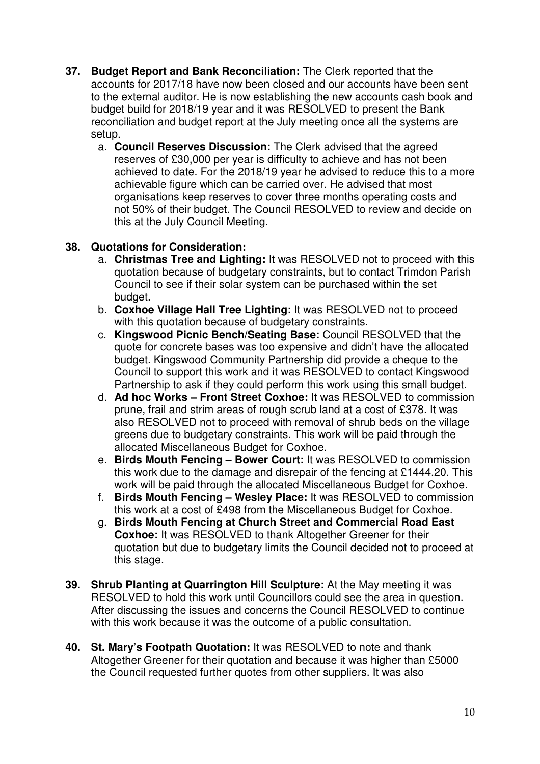37. **Budget Report and Bank Reconciliation:** The Clerk reported that the accounts for 2017/18 have now been closed and our accounts have been sent to the external auditor. He is now establishing the new accounts cash book and budget build for 2018/19 year and it was RESOLVED to present the Bank reconciliation and budget report at the July meeting once all the systems are setup.
    a. **Council Reserves Discussion:** The Clerk advised that the agreed reserves of £30,000 per year is difficulty to achieve and has not been achieved to date. For the 2018/19 year he advised to reduce this to a more achievable figure which can be carried over. He advised that most organisations keep reserves to cover three months operating costs and not 50% of their budget. The Council RESOLVED to review and decide on this at the July Council Meeting.

38. **Quotations for Consideration:**
    a. **Christmas Tree and Lighting:** It was RESOLVED not to proceed with this quotation because of budgetary constraints, but to contact Trimdon Parish Council to see if their solar system can be purchased within the set budget.
    b. **Coxhoe Village Hall Tree Lighting:** It was RESOLVED not to proceed with this quotation because of budgetary constraints.
    c. **Kingswood Picnic Bench/Seating Base:** Council RESOLVED that the quote for concrete bases was too expensive and didn't have the allocated budget. Kingswood Community Partnership did provide a cheque to the Council to support this work and it was RESOLVED to contact Kingswood Partnership to ask if they could perform this work using this small budget.
    d. **Ad hoc Works – Front Street Coxhoe:** It was RESOLVED to commission prune, frail and strim areas of rough scrub land at a cost of £378. It was also RESOLVED not to proceed with removal of shrub beds on the village greens due to budgetary constraints. This work will be paid through the allocated Miscellaneous Budget for Coxhoe.
    e. **Birds Mouth Fencing – Bower Court:** It was RESOLVED to commission this work due to the damage and disrepair of the fencing at £1444.20. This work will be paid through the allocated Miscellaneous Budget for Coxhoe.
    f. **Birds Mouth Fencing – Wesley Place:** It was RESOLVED to commission this work at a cost of £498 from the Miscellaneous Budget for Coxhoe.
    g. **Birds Mouth Fencing at Church Street and Commercial Road East Coxhoe:** It was RESOLVED to thank Altogether Greener for their quotation but due to budgetary limits the Council decided not to proceed at this stage.

39. **Shrub Planting at Quarrington Hill Sculpture:** At the May meeting it was RESOLVED to hold this work until Councillors could see the area in question. After discussing the issues and concerns the Council RESOLVED to continue with this work because it was the outcome of a public consultation.

40. **St. Mary's Footpath Quotation:** It was RESOLVED to note and thank Altogether Greener for their quotation and because it was higher than £5000 the Council requested further quotes from other suppliers. It was also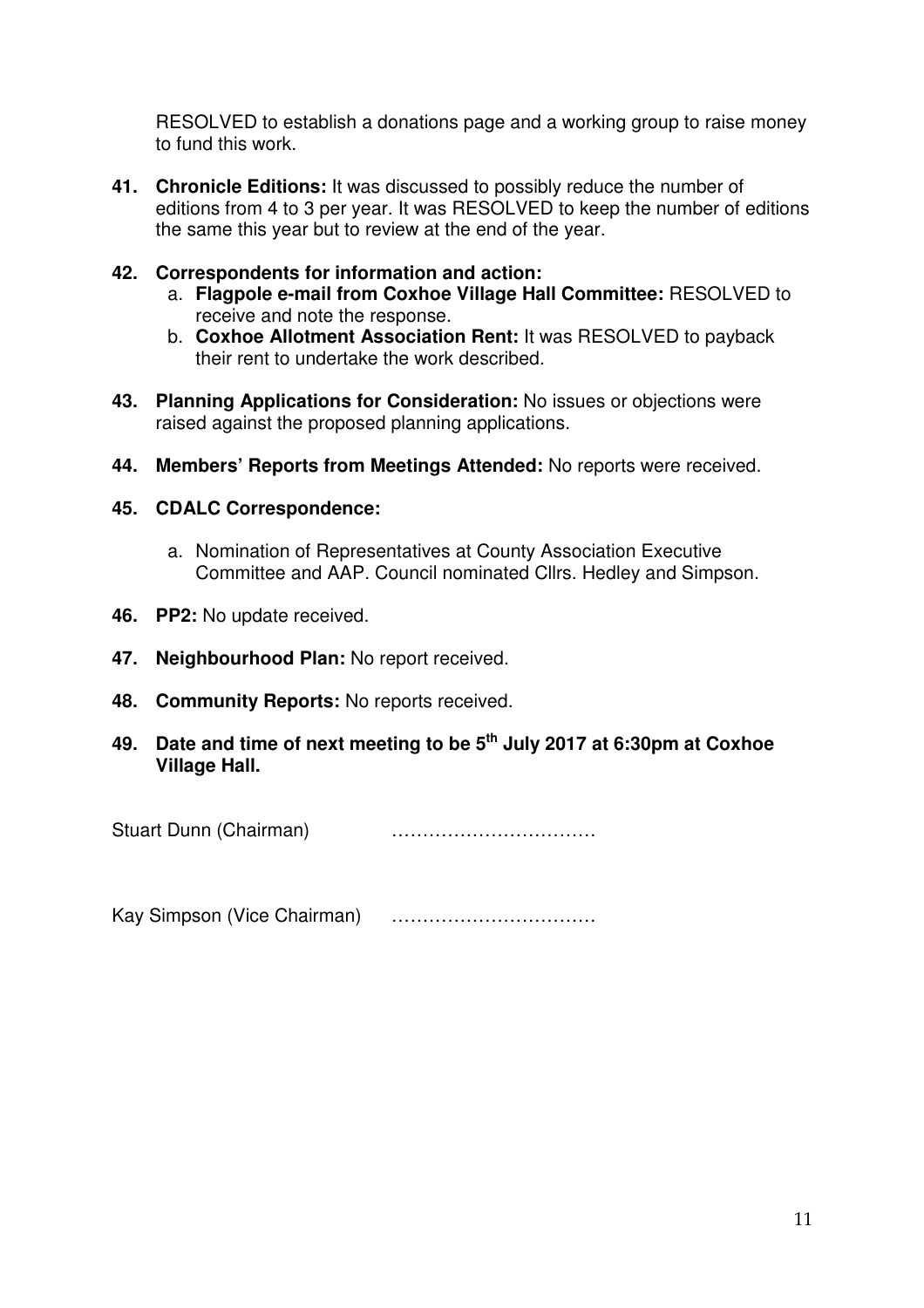RESOLVED to establish a donations page and a working group to raise money to fund this work.

**41. Chronicle Editions:** It was discussed to possibly reduce the number of editions from 4 to 3 per year. It was RESOLVED to keep the number of editions the same this year but to review at the end of the year.

**42. Correspondents for information and action:**

a. **Flagpole e-mail from Coxhoe Village Hall Committee:** RESOLVED to receive and note the response.

b. **Coxhoe Allotment Association Rent:** It was RESOLVED to payback their rent to undertake the work described.

**43. Planning Applications for Consideration:** No issues or objections were raised against the proposed planning applications.

**44. Members' Reports from Meetings Attended:** No reports were received.

**45. CDALC Correspondence:**

a. Nomination of Representatives at County Association Executive Committee and AAP. Council nominated Cllrs. Hedley and Simpson.

**46. PP2:** No update received.

**47. Neighbourhood Plan:** No report received.

**48. Community Reports:** No reports received.

**49. Date and time of next meeting to be 5th July 2017 at 6:30pm at Coxhoe Village Hall.**

Stuart Dunn (Chairman) ……………………………

Kay Simpson (Vice Chairman) ……………………………